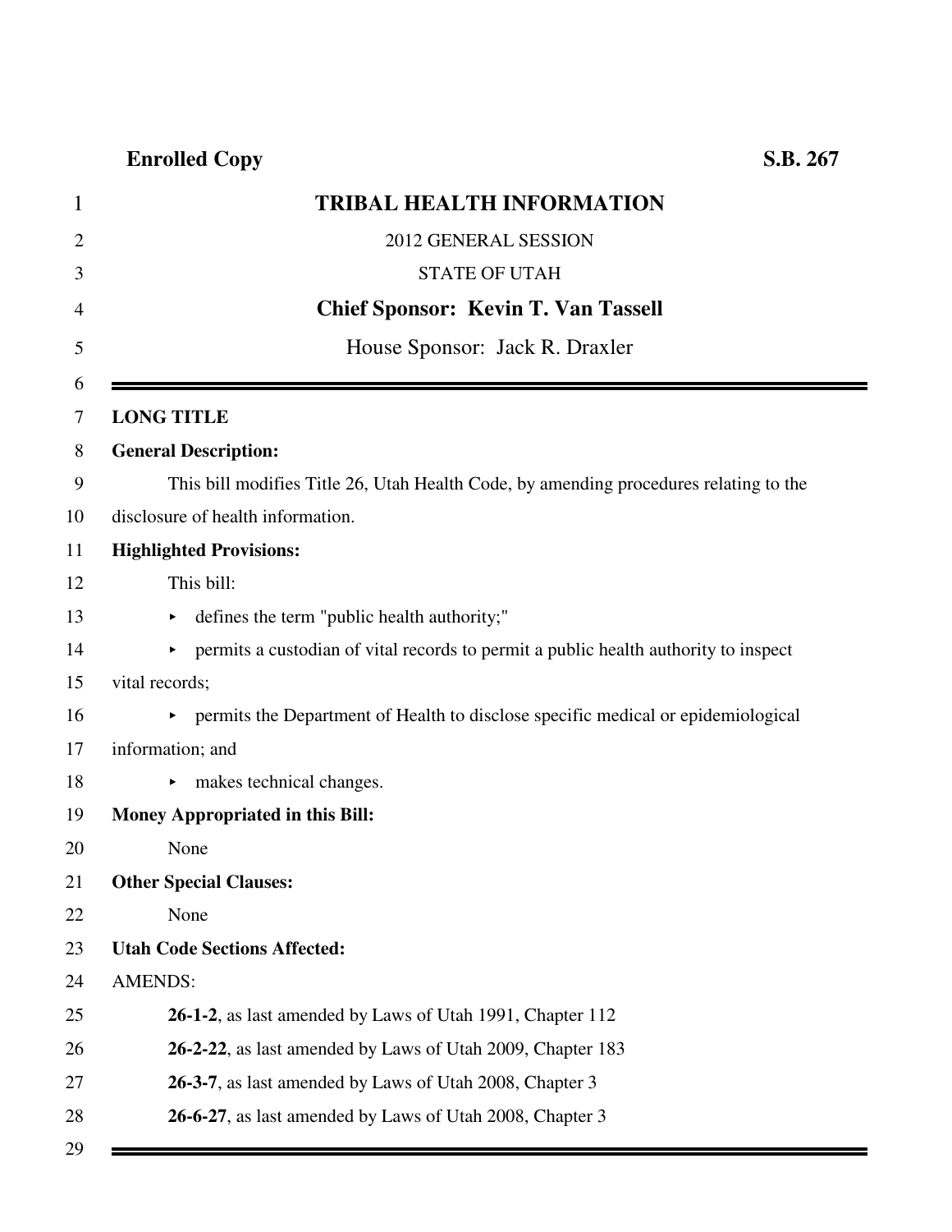**Enrolled Copy** **S.B. 267**

# TRIBAL HEALTH INFORMATION

2012 GENERAL SESSION

STATE OF UTAH

**Chief Sponsor: Kevin T. Van Tassell**

House Sponsor: Jack R. Draxler

---

**LONG TITLE**

**General Description:**

This bill modifies Title 26, Utah Health Code, by amending procedures relating to the disclosure of health information.

**Highlighted Provisions:**

This bill:

- defines the term "public health authority;"
- permits a custodian of vital records to permit a public health authority to inspect vital records;
- permits the Department of Health to disclose specific medical or epidemiological information; and
- makes technical changes.

**Money Appropriated in this Bill:**

None

**Other Special Clauses:**

None

**Utah Code Sections Affected:**

AMENDS:

**26-1-2**, as last amended by Laws of Utah 1991, Chapter 112

**26-2-22**, as last amended by Laws of Utah 2009, Chapter 183

**26-3-7**, as last amended by Laws of Utah 2008, Chapter 3

**26-6-27**, as last amended by Laws of Utah 2008, Chapter 3

---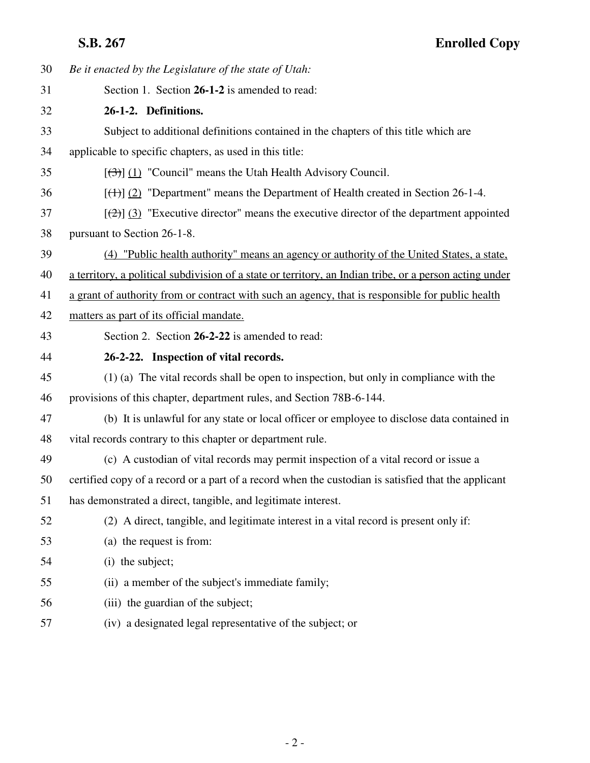*Be it enacted by the Legislature of the state of Utah:*

Section 1. Section **26-1-2** is amended to read:

**26-1-2. Definitions.**

Subject to additional definitions contained in the chapters of this title which are applicable to specific chapters, as used in this title:

[~~(3)~~] (1) "Council" means the Utah Health Advisory Council.

[~~(1)~~] (2) "Department" means the Department of Health created in Section 26-1-4.

[~~(2)~~] (3) "Executive director" means the executive director of the department appointed pursuant to Section 26-1-8.

(4) "Public health authority" means an agency or authority of the United States, a state, a territory, a political subdivision of a state or territory, an Indian tribe, or a person acting under a grant of authority from or contract with such an agency, that is responsible for public health matters as part of its official mandate.

Section 2. Section **26-2-22** is amended to read:

**26-2-22. Inspection of vital records.**

(1) (a) The vital records shall be open to inspection, but only in compliance with the provisions of this chapter, department rules, and Section 78B-6-144.

(b) It is unlawful for any state or local officer or employee to disclose data contained in vital records contrary to this chapter or department rule.

(c) A custodian of vital records may permit inspection of a vital record or issue a certified copy of a record or a part of a record when the custodian is satisfied that the applicant has demonstrated a direct, tangible, and legitimate interest.

(2) A direct, tangible, and legitimate interest in a vital record is present only if:

(a) the request is from:

(i) the subject;

(ii) a member of the subject's immediate family;

(iii) the guardian of the subject;

(iv) a designated legal representative of the subject; or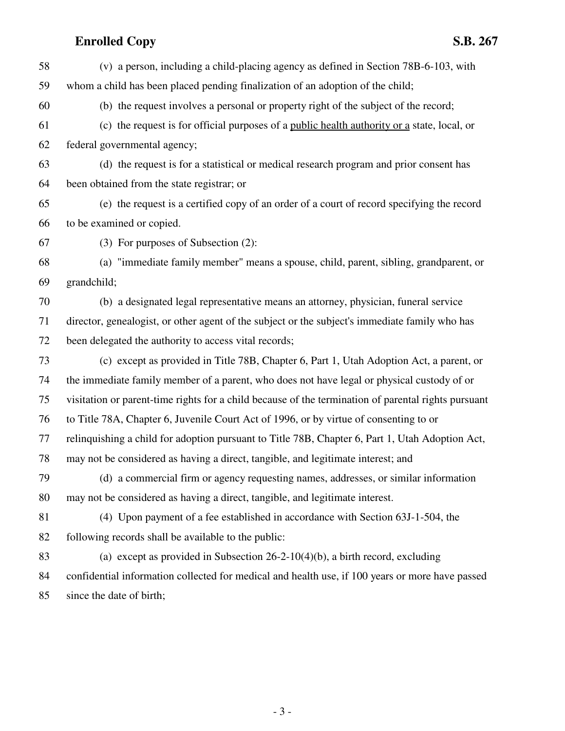(v) a person, including a child-placing agency as defined in Section 78B-6-103, with whom a child has been placed pending finalization of an adoption of the child;

(b) the request involves a personal or property right of the subject of the record;

(c) the request is for official purposes of a <u>public health authority or a</u> state, local, or federal governmental agency;

(d) the request is for a statistical or medical research program and prior consent has been obtained from the state registrar; or

(e) the request is a certified copy of an order of a court of record specifying the record to be examined or copied.

(3) For purposes of Subsection (2):

(a) "immediate family member" means a spouse, child, parent, sibling, grandparent, or grandchild;

(b) a designated legal representative means an attorney, physician, funeral service director, genealogist, or other agent of the subject or the subject's immediate family who has been delegated the authority to access vital records;

(c) except as provided in Title 78B, Chapter 6, Part 1, Utah Adoption Act, a parent, or the immediate family member of a parent, who does not have legal or physical custody of or visitation or parent-time rights for a child because of the termination of parental rights pursuant to Title 78A, Chapter 6, Juvenile Court Act of 1996, or by virtue of consenting to or relinquishing a child for adoption pursuant to Title 78B, Chapter 6, Part 1, Utah Adoption Act, may not be considered as having a direct, tangible, and legitimate interest; and

(d) a commercial firm or agency requesting names, addresses, or similar information may not be considered as having a direct, tangible, and legitimate interest.

(4) Upon payment of a fee established in accordance with Section 63J-1-504, the following records shall be available to the public:

(a) except as provided in Subsection 26-2-10(4)(b), a birth record, excluding confidential information collected for medical and health use, if 100 years or more have passed since the date of birth;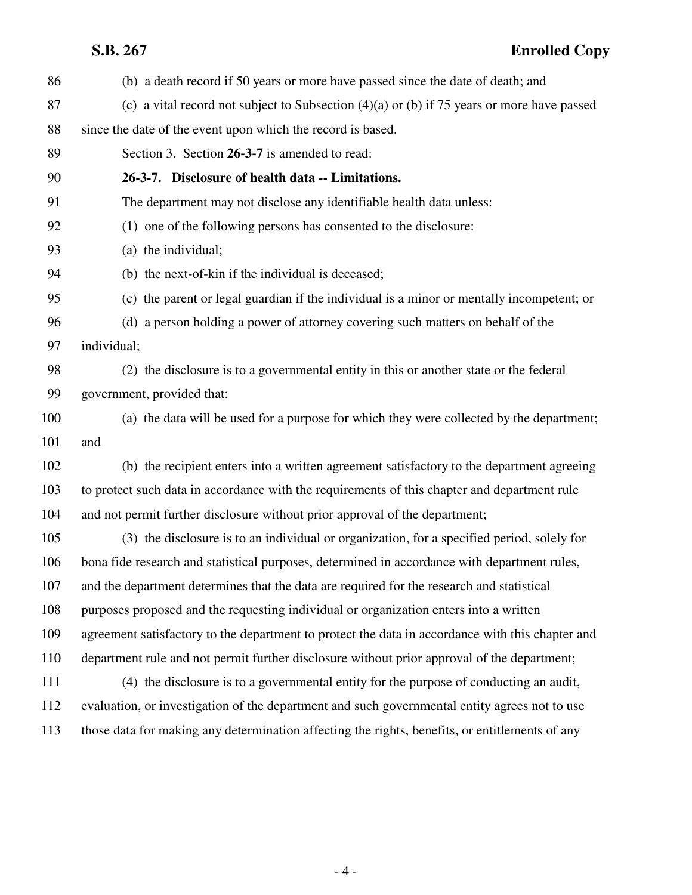(b) a death record if 50 years or more have passed since the date of death; and

(c) a vital record not subject to Subsection (4)(a) or (b) if 75 years or more have passed since the date of the event upon which the record is based.

Section 3. Section **26-3-7** is amended to read:

**26-3-7. Disclosure of health data -- Limitations.**

The department may not disclose any identifiable health data unless:

(1) one of the following persons has consented to the disclosure:

(a) the individual;

(b) the next-of-kin if the individual is deceased;

(c) the parent or legal guardian if the individual is a minor or mentally incompetent; or

(d) a person holding a power of attorney covering such matters on behalf of the individual;

(2) the disclosure is to a governmental entity in this or another state or the federal government, provided that:

(a) the data will be used for a purpose for which they were collected by the department; and

(b) the recipient enters into a written agreement satisfactory to the department agreeing to protect such data in accordance with the requirements of this chapter and department rule and not permit further disclosure without prior approval of the department;

(3) the disclosure is to an individual or organization, for a specified period, solely for bona fide research and statistical purposes, determined in accordance with department rules, and the department determines that the data are required for the research and statistical purposes proposed and the requesting individual or organization enters into a written agreement satisfactory to the department to protect the data in accordance with this chapter and department rule and not permit further disclosure without prior approval of the department;

(4) the disclosure is to a governmental entity for the purpose of conducting an audit, evaluation, or investigation of the department and such governmental entity agrees not to use those data for making any determination affecting the rights, benefits, or entitlements of any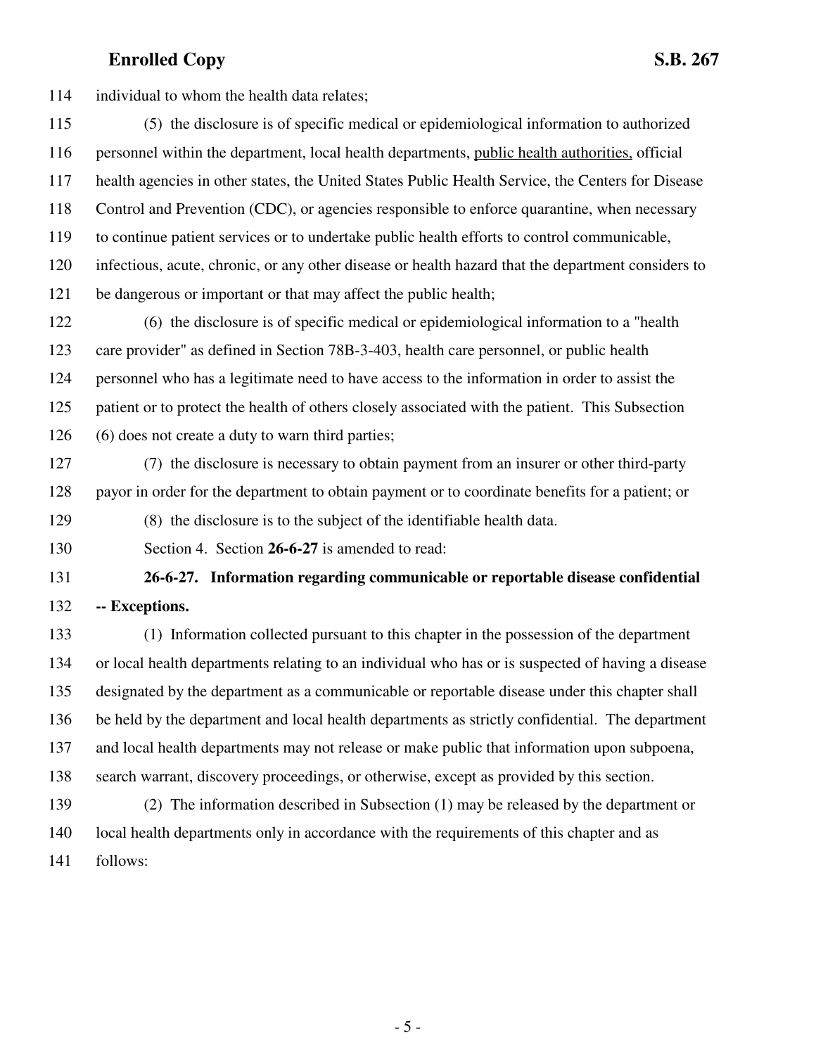individual to whom the health data relates;

(5) the disclosure is of specific medical or epidemiological information to authorized personnel within the department, local health departments, <u>public health authorities,</u> official health agencies in other states, the United States Public Health Service, the Centers for Disease Control and Prevention (CDC), or agencies responsible to enforce quarantine, when necessary to continue patient services or to undertake public health efforts to control communicable, infectious, acute, chronic, or any other disease or health hazard that the department considers to be dangerous or important or that may affect the public health;

(6) the disclosure is of specific medical or epidemiological information to a "health care provider" as defined in Section 78B-3-403, health care personnel, or public health personnel who has a legitimate need to have access to the information in order to assist the patient or to protect the health of others closely associated with the patient. This Subsection (6) does not create a duty to warn third parties;

(7) the disclosure is necessary to obtain payment from an insurer or other third-party payor in order for the department to obtain payment or to coordinate benefits for a patient; or

(8) the disclosure is to the subject of the identifiable health data.

Section 4. Section **26-6-27** is amended to read:

**26-6-27. Information regarding communicable or reportable disease confidential -- Exceptions.**

(1) Information collected pursuant to this chapter in the possession of the department or local health departments relating to an individual who has or is suspected of having a disease designated by the department as a communicable or reportable disease under this chapter shall be held by the department and local health departments as strictly confidential. The department and local health departments may not release or make public that information upon subpoena, search warrant, discovery proceedings, or otherwise, except as provided by this section.

(2) The information described in Subsection (1) may be released by the department or local health departments only in accordance with the requirements of this chapter and as follows: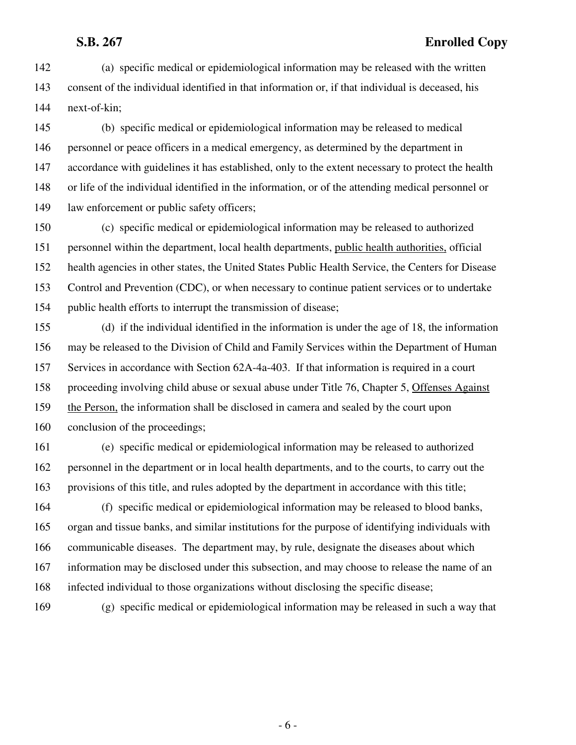(a) specific medical or epidemiological information may be released with the written consent of the individual identified in that information or, if that individual is deceased, his next-of-kin;

(b) specific medical or epidemiological information may be released to medical personnel or peace officers in a medical emergency, as determined by the department in accordance with guidelines it has established, only to the extent necessary to protect the health or life of the individual identified in the information, or of the attending medical personnel or law enforcement or public safety officers;

(c) specific medical or epidemiological information may be released to authorized personnel within the department, local health departments, public health authorities, official health agencies in other states, the United States Public Health Service, the Centers for Disease Control and Prevention (CDC), or when necessary to continue patient services or to undertake public health efforts to interrupt the transmission of disease;

(d) if the individual identified in the information is under the age of 18, the information may be released to the Division of Child and Family Services within the Department of Human Services in accordance with Section 62A-4a-403. If that information is required in a court proceeding involving child abuse or sexual abuse under Title 76, Chapter 5, Offenses Against the Person, the information shall be disclosed in camera and sealed by the court upon conclusion of the proceedings;

(e) specific medical or epidemiological information may be released to authorized personnel in the department or in local health departments, and to the courts, to carry out the provisions of this title, and rules adopted by the department in accordance with this title;

(f) specific medical or epidemiological information may be released to blood banks, organ and tissue banks, and similar institutions for the purpose of identifying individuals with communicable diseases. The department may, by rule, designate the diseases about which information may be disclosed under this subsection, and may choose to release the name of an infected individual to those organizations without disclosing the specific disease;

(g) specific medical or epidemiological information may be released in such a way that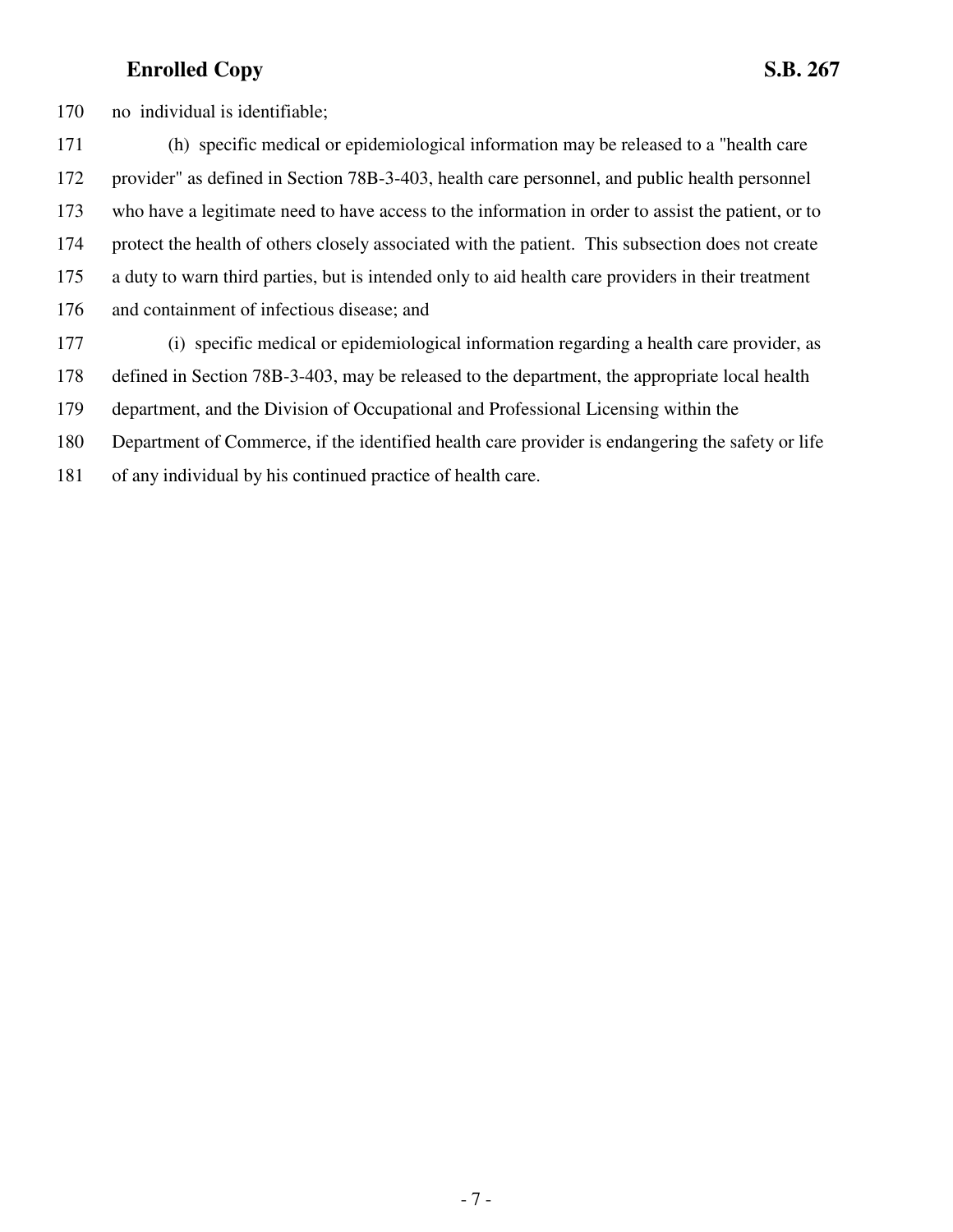no individual is identifiable;

(h) specific medical or epidemiological information may be released to a "health care provider" as defined in Section 78B-3-403, health care personnel, and public health personnel who have a legitimate need to have access to the information in order to assist the patient, or to protect the health of others closely associated with the patient. This subsection does not create a duty to warn third parties, but is intended only to aid health care providers in their treatment and containment of infectious disease; and

(i) specific medical or epidemiological information regarding a health care provider, as defined in Section 78B-3-403, may be released to the department, the appropriate local health department, and the Division of Occupational and Professional Licensing within the Department of Commerce, if the identified health care provider is endangering the safety or life of any individual by his continued practice of health care.